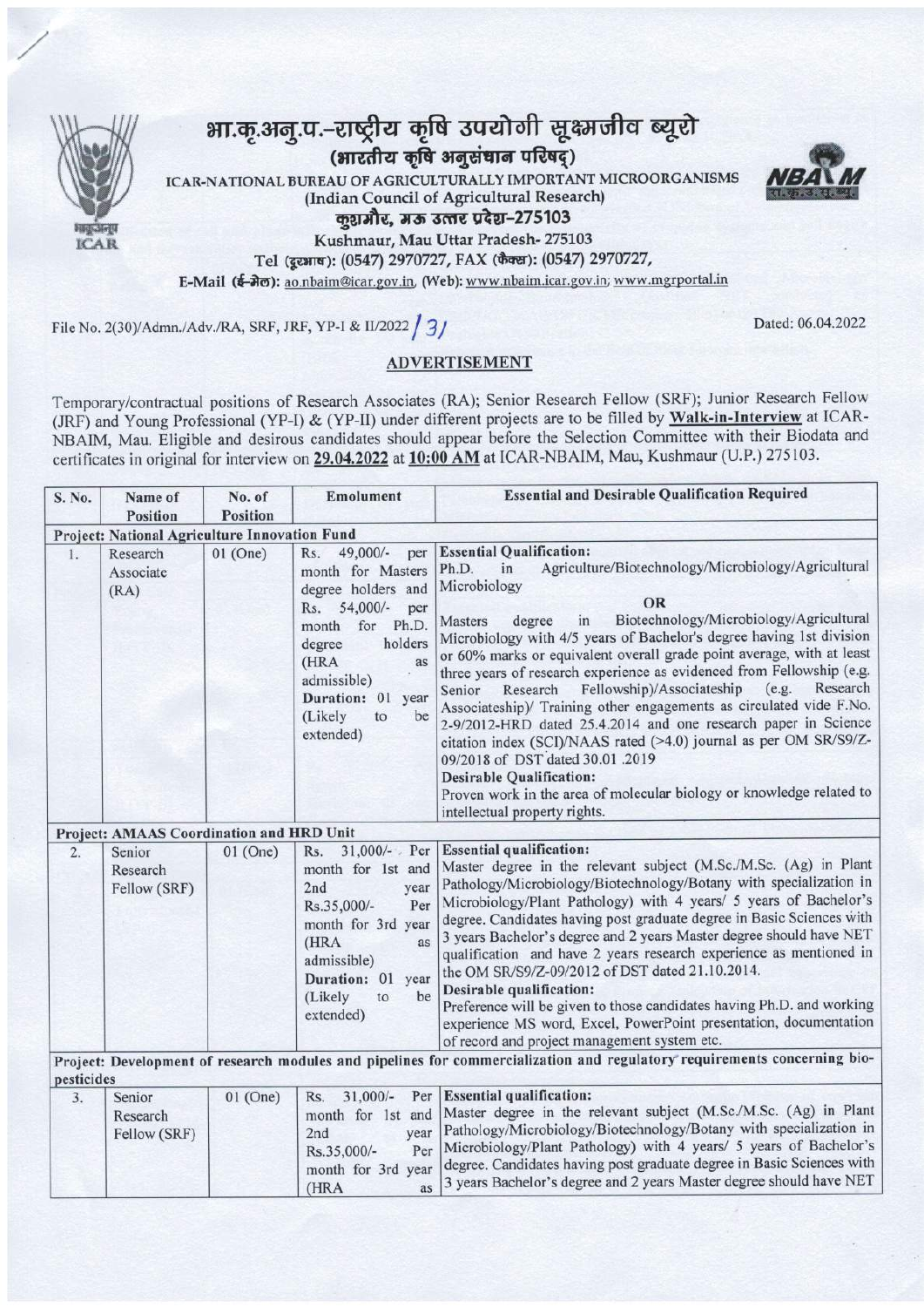# भा.कृ.अनु.प.-राष्ट्रीय कृषि उपयोगी सूक्ष्मजीव ब्यूरो

## (भारतीय कृषि अनुसंधान परिषद्)

ICAR-NATIONAL BUREAU OF AGRICULTURALLY IMPORTANT MICROORGANISMS
(Indian Council of Agricultural Research)
कुशमौर, मऊ उत्तर प्रदेश-275103
Kushmaur, Mau Uttar Pradesh- 275103
Tel (दूरभाष): (0547) 2970727, FAX (फैक्स): (0547) 2970727,
E-Mail (ई-मेल): ao.nbaim@icar.gov.in, (Web): www.nbaim.icar.gov.in; www.mgrportal.in

File No. 2(30)/Admn./Adv./RA, SRF, JRF, YP-I & II/2022 / 31

Dated: 06.04.2022

## ADVERTISEMENT

Temporary/contractual positions of Research Associates (RA); Senior Research Fellow (SRF); Junior Research Fellow (JRF) and Young Professional (YP-I) & (YP-II) under different projects are to be filled by **Walk-in-Interview** at ICAR-NBAIM, Mau. Eligible and desirous candidates should appear before the Selection Committee with their Biodata and certificates in original for interview on **29.04.2022** at **10:00 AM** at ICAR-NBAIM, Mau, Kushmaur (U.P.) 275103.

| S. No. | Name of Position | No. of Position | Emolument | Essential and Desirable Qualification Required |
|---|---|---|---|---|
| **Project: National Agriculture Innovation Fund** | | | | |
| 1. | Research Associate (RA) | 01 (One) | Rs. 49,000/- per month for Masters degree holders and Rs. 54,000/- per month for Ph.D. degree holders (HRA as admissible) **Duration:** 01 year (Likely to be extended) | **Essential Qualification:** Ph.D. in Agriculture/Biotechnology/Microbiology/Agricultural Microbiology **OR** Masters degree in Biotechnology/Microbiology/Agricultural Microbiology with 4/5 years of Bachelor's degree having 1st division or 60% marks or equivalent overall grade point average, with at least three years of research experience as evidenced from Fellowship (e.g. Senior Research Fellowship)/Associateship (e.g. Research Associateship)/ Training other engagements as circulated vide F.No. 2-9/2012-HRD dated 25.4.2014 and one research paper in Science citation index (SCI)/NAAS rated (>4.0) journal as per OM SR/S9/Z-09/2018 of DST dated 30.01.2019 **Desirable Qualification:** Proven work in the area of molecular biology or knowledge related to intellectual property rights. |
| **Project: AMAAS Coordination and HRD Unit** | | | | |
| 2. | Senior Research Fellow (SRF) | 01 (One) | Rs. 31,000/- Per month for 1st and 2nd year Rs.35,000/- Per month for 3rd year (HRA as admissible) **Duration:** 01 year (Likely to be extended) | **Essential qualification:** Master degree in the relevant subject (M.Sc./M.Sc. (Ag) in Plant Pathology/Microbiology/Biotechnology/Botany with specialization in Microbiology/Plant Pathology) with 4 years/ 5 years of Bachelor's degree. Candidates having post graduate degree in Basic Sciences with 3 years Bachelor's degree and 2 years Master degree should have NET qualification and have 2 years research experience as mentioned in the OM SR/S9/Z-09/2012 of DST dated 21.10.2014. **Desirable qualification:** Preference will be given to those candidates having Ph.D. and working experience MS word, Excel, PowerPoint presentation, documentation of record and project management system etc. |
| **Project: Development of research modules and pipelines for commercialization and regulatory requirements concerning bio-pesticides** | | | | |
| 3. | Senior Research Fellow (SRF) | 01 (One) | Rs. 31,000/- Per month for 1st and 2nd year Rs.35,000/- Per month for 3rd year (HRA as | **Essential qualification:** Master degree in the relevant subject (M.Sc./M.Sc. (Ag) in Plant Pathology/Microbiology/Biotechnology/Botany with specialization in Microbiology/Plant Pathology) with 4 years/ 5 years of Bachelor's degree. Candidates having post graduate degree in Basic Sciences with 3 years Bachelor's degree and 2 years Master degree should have NET |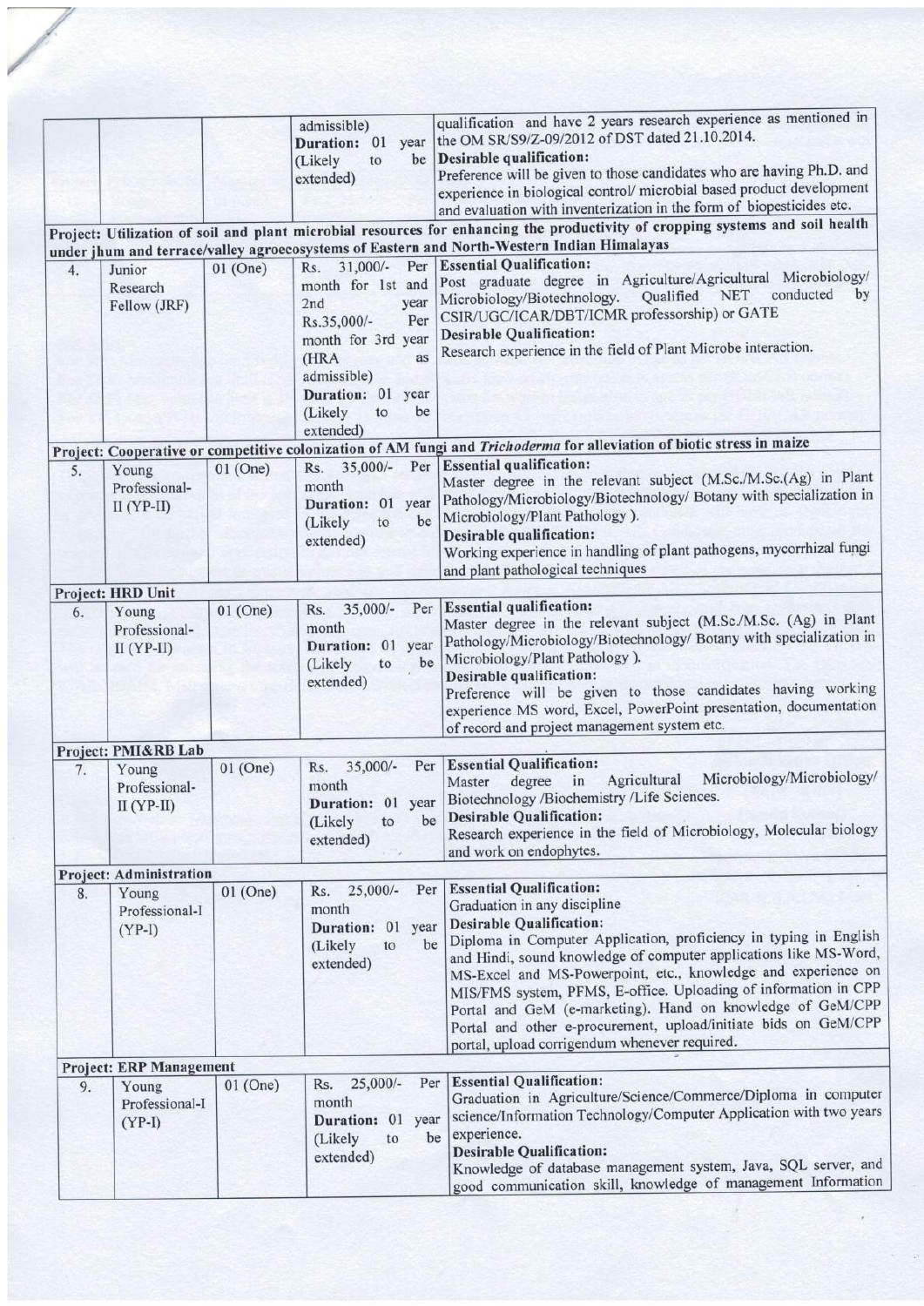| | | | | |
|---|---|---|---|---|
| | | | admissible) **Duration:** 01 year (Likely to be extended) | qualification and have 2 years research experience as mentioned in the OM SR/S9/Z-09/2012 of DST dated 21.10.2014. **Desirable qualification:** Preference will be given to those candidates who are having Ph.D. and experience in biological control/ microbial based product development and evaluation with inventerization in the form of biopesticides etc. |
| **Project: Utilization of soil and plant microbial resources for enhancing the productivity of cropping systems and soil health under jhum and terrace/valley agroecosystems of Eastern and North-Western Indian Himalayas** | | | | |
| 4. | Junior Research Fellow (JRF) | 01 (One) | Rs. 31,000/- Per month for 1st and 2nd year Rs.35,000/- Per month for 3rd year (HRA as admissible) **Duration:** 01 year (Likely to be extended) | **Essential Qualification:** Post graduate degree in Agriculture/Agricultural Microbiology/ Microbiology/Biotechnology. Qualified NET conducted by CSIR/UGC/ICAR/DBT/ICMR professorship) or GATE **Desirable Qualification:** Research experience in the field of Plant Microbe interaction. |
| **Project: Cooperative or competitive colonization of AM fungi and *Trichoderma* for alleviation of biotic stress in maize** | | | | |
| 5. | Young Professional-II (YP-II) | 01 (One) | Rs. 35,000/- Per month **Duration:** 01 year (Likely to be extended) | **Essential qualification:** Master degree in the relevant subject (M.Sc./M.Sc.(Ag) in Plant Pathology/Microbiology/Biotechnology/ Botany with specialization in Microbiology/Plant Pathology ). **Desirable qualification:** Working experience in handling of plant pathogens, mycorrhizal fungi and plant pathological techniques |
| **Project: HRD Unit** | | | | |
| 6. | Young Professional-II (YP-II) | 01 (One) | Rs. 35,000/- Per month **Duration:** 01 year (Likely to be extended) | **Essential qualification:** Master degree in the relevant subject (M.Sc./M.Sc. (Ag) in Plant Pathology/Microbiology/Biotechnology/ Botany with specialization in Microbiology/Plant Pathology ). **Desirable qualification:** Preference will be given to those candidates having working experience MS word, Excel, PowerPoint presentation, documentation of record and project management system etc. |
| **Project: PMI&RB Lab** | | | | |
| 7. | Young Professional-II (YP-II) | 01 (One) | Rs. 35,000/- Per month **Duration:** 01 year (Likely to be extended) | **Essential Qualification:** Master degree in Agricultural Microbiology/Microbiology/ Biotechnology /Biochemistry /Life Sciences. **Desirable Qualification:** Research experience in the field of Microbiology, Molecular biology and work on endophytes. |
| **Project: Administration** | | | | |
| 8. | Young Professional-I (YP-I) | 01 (One) | Rs. 25,000/- Per month **Duration:** 01 year (Likely to be extended) | **Essential Qualification:** Graduation in any discipline **Desirable Qualification:** Diploma in Computer Application, proficiency in typing in English and Hindi, sound knowledge of computer applications like MS-Word, MS-Excel and MS-Powerpoint, etc., knowledge and experience on MIS/FMS system, PFMS, E-office. Uploading of information in CPP Portal and GeM (e-marketing). Hand on knowledge of GeM/CPP Portal and other e-procurement, upload/initiate bids on GeM/CPP portal, upload corrigendum whenever required. |
| **Project: ERP Management** | | | | |
| 9. | Young Professional-I (YP-I) | 01 (One) | Rs. 25,000/- Per month **Duration:** 01 year (Likely to be extended) | **Essential Qualification:** Graduation in Agriculture/Science/Commerce/Diploma in computer science/Information Technology/Computer Application with two years experience. **Desirable Qualification:** Knowledge of database management system, Java, SQL server, and good communication skill, knowledge of management Information |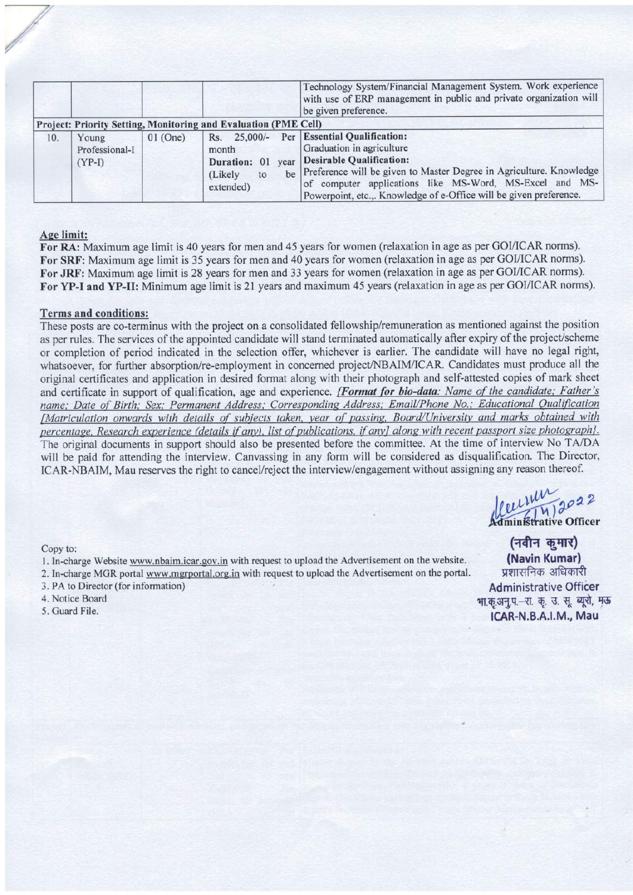| | | | | |
|---|---|---|---|---|
| | | | | Technology System/Financial Management System. Work experience with use of ERP management in public and private organization will be given preference. |
| **Project: Priority Setting, Monitoring and Evaluation (PME Cell)** | | | | |
| 10. | Young Professional-I (YP-I) | 01 (One) | Rs. 25,000/- Per month<br>**Duration:** 01 year (Likely to be extended) | **Essential Qualification:**<br>Graduation in agriculture<br>**Desirable Qualification:**<br>Preference will be given to Master Degree in Agriculture. Knowledge of computer applications like MS-Word, MS-Excel and MS-Powerpoint, etc.,. Knowledge of e-Office will be given preference. |

**Age limit:**

**For RA:** Maximum age limit is 40 years for men and 45 years for women (relaxation in age as per GOI/ICAR norms).
**For SRF:** Maximum age limit is 35 years for men and 40 years for women (relaxation in age as per GOI/ICAR norms).
**For JRF:** Maximum age limit is 28 years for men and 33 years for women (relaxation in age as per GOI/ICAR norms).
**For YP-I and YP-II:** Minimum age limit is 21 years and maximum 45 years (relaxation in age as per GOI/ICAR norms).

**Terms and conditions:**

These posts are co-terminus with the project on a consolidated fellowship/remuneration as mentioned against the position as per rules. The services of the appointed candidate will stand terminated automatically after expiry of the project/scheme or completion of period indicated in the selection offer, whichever is earlier. The candidate will have no legal right, whatsoever, for further absorption/re-employment in concerned project/NBAIM/ICAR. Candidates must produce all the original certificates and application in desired format along with their photograph and self-attested copies of mark sheet and certificate in support of qualification, age and experience. *{**Format for bio-data**: Name of the candidate; Father's name; Date of Birth; Sex; Permanent Address; Corresponding Address; Email/Phone No.; Educational Qualification [Matriculation onwards with details of subjects taken, year of passing, Board/University and marks obtained with percentage. Research experience (details if any), list of publications, if any] along with recent passport size photograph}.* The original documents in support should also be presented before the committee. At the time of interview No TA/DA will be paid for attending the interview. Canvassing in any form will be considered as disqualification. The Director, ICAR-NBAIM, Mau reserves the right to cancel/reject the interview/engagement without assigning any reason thereof.

6/4/2022
Administrative Officer

**(नवीन कुमार)**
**(Navin Kumar)**
प्रशासनिक अधिकारी
Administrative Officer
भा.कृ.अनु.प.–रा. कृ. उ. सू. ब्यूरो, मऊ
**ICAR-N.B.A.I.M., Mau**

Copy to:

1. In-charge Website www.nbaim.icar.gov.in with request to upload the Advertisement on the website.
2. In-charge MGR portal www.mgrportal.org.in with request to upload the Advertisement on the portal.
3. PA to Director (for information)
4. Notice Board
5. Guard File.